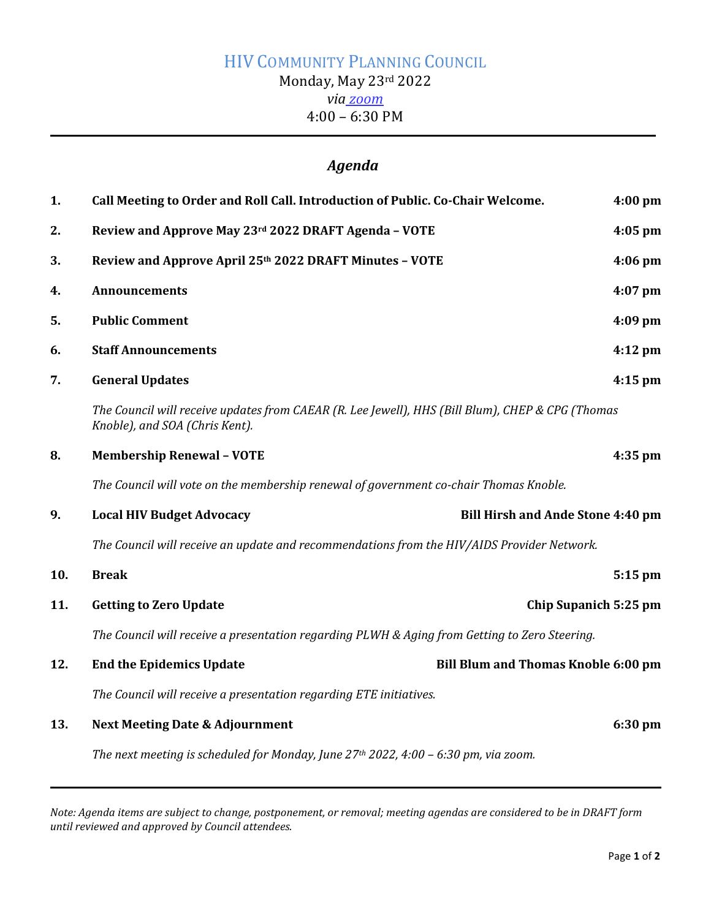# HIV COMMUNITY PLANNING COUNCIL

Monday, May 23rd 2022

*via zoom*

4:00 – 6:30 PM

## *Agenda*

**1. Call Meeting to Order and Roll Call. Introduction of Public. Co-Chair Welcome.** **4:00 pm**

**2. Review and Approve May 23rd 2022 DRAFT Agenda – VOTE** **4:05 pm**

**3. Review and Approve April 25th 2022 DRAFT Minutes – VOTE** **4:06 pm**

**4. Announcements** **4:07 pm**

**5. Public Comment** **4:09 pm**

**6. Staff Announcements** **4:12 pm**

**7. General Updates** **4:15 pm**

*The Council will receive updates from CAEAR (R. Lee Jewell), HHS (Bill Blum), CHEP & CPG (Thomas Knoble), and SOA (Chris Kent).*

**8. Membership Renewal – VOTE** **4:35 pm**

*The Council will vote on the membership renewal of government co-chair Thomas Knoble.*

**9. Local HIV Budget Advocacy** **Bill Hirsh and Ande Stone 4:40 pm**

*The Council will receive an update and recommendations from the HIV/AIDS Provider Network.*

**10. Break** **5:15 pm**

**11. Getting to Zero Update** **Chip Supanich 5:25 pm**

*The Council will receive a presentation regarding PLWH & Aging from Getting to Zero Steering.*

**12. End the Epidemics Update** **Bill Blum and Thomas Knoble 6:00 pm**

*The Council will receive a presentation regarding ETE initiatives.*

**13. Next Meeting Date & Adjournment** **6:30 pm**

*The next meeting is scheduled for Monday, June 27th 2022, 4:00 – 6:30 pm, via zoom.*

---

*Note: Agenda items are subject to change, postponement, or removal; meeting agendas are considered to be in DRAFT form until reviewed and approved by Council attendees.*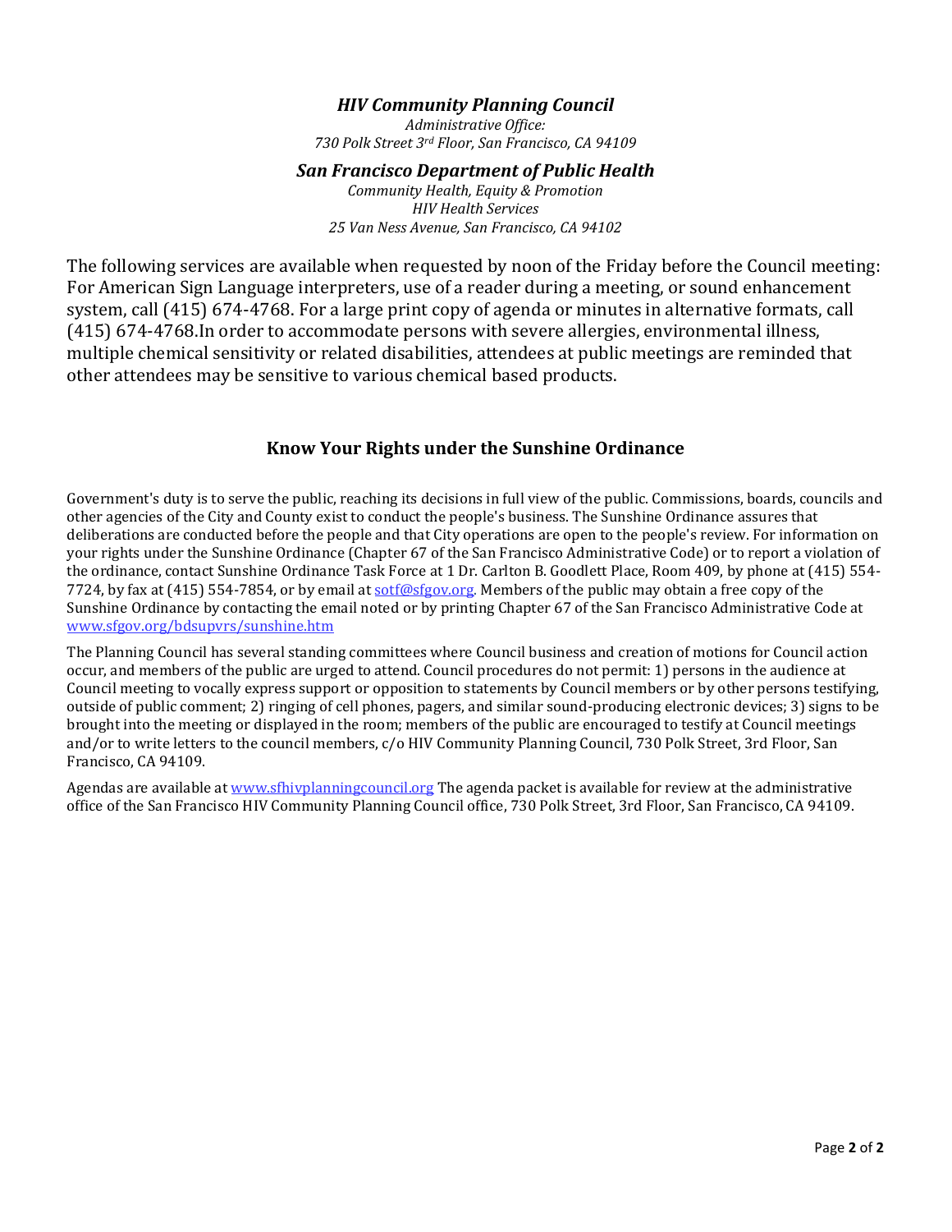***HIV Community Planning Council***

*Administrative Office:*
*730 Polk Street 3rd Floor, San Francisco, CA 94109*

***San Francisco Department of Public Health***

*Community Health, Equity & Promotion*
*HIV Health Services*
*25 Van Ness Avenue, San Francisco, CA 94102*

The following services are available when requested by noon of the Friday before the Council meeting: For American Sign Language interpreters, use of a reader during a meeting, or sound enhancement system, call (415) 674-4768. For a large print copy of agenda or minutes in alternative formats, call (415) 674-4768.In order to accommodate persons with severe allergies, environmental illness, multiple chemical sensitivity or related disabilities, attendees at public meetings are reminded that other attendees may be sensitive to various chemical based products.

## Know Your Rights under the Sunshine Ordinance

Government's duty is to serve the public, reaching its decisions in full view of the public. Commissions, boards, councils and other agencies of the City and County exist to conduct the people's business. The Sunshine Ordinance assures that deliberations are conducted before the people and that City operations are open to the people's review. For information on your rights under the Sunshine Ordinance (Chapter 67 of the San Francisco Administrative Code) or to report a violation of the ordinance, contact Sunshine Ordinance Task Force at 1 Dr. Carlton B. Goodlett Place, Room 409, by phone at (415) 554-7724, by fax at (415) 554-7854, or by email at sotf@sfgov.org. Members of the public may obtain a free copy of the Sunshine Ordinance by contacting the email noted or by printing Chapter 67 of the San Francisco Administrative Code at www.sfgov.org/bdsupvrs/sunshine.htm

The Planning Council has several standing committees where Council business and creation of motions for Council action occur, and members of the public are urged to attend. Council procedures do not permit: 1) persons in the audience at Council meeting to vocally express support or opposition to statements by Council members or by other persons testifying, outside of public comment; 2) ringing of cell phones, pagers, and similar sound-producing electronic devices; 3) signs to be brought into the meeting or displayed in the room; members of the public are encouraged to testify at Council meetings and/or to write letters to the council members, c/o HIV Community Planning Council, 730 Polk Street, 3rd Floor, San Francisco, CA 94109.

Agendas are available at www.sfhivplanningcouncil.org The agenda packet is available for review at the administrative office of the San Francisco HIV Community Planning Council office, 730 Polk Street, 3rd Floor, San Francisco, CA 94109.